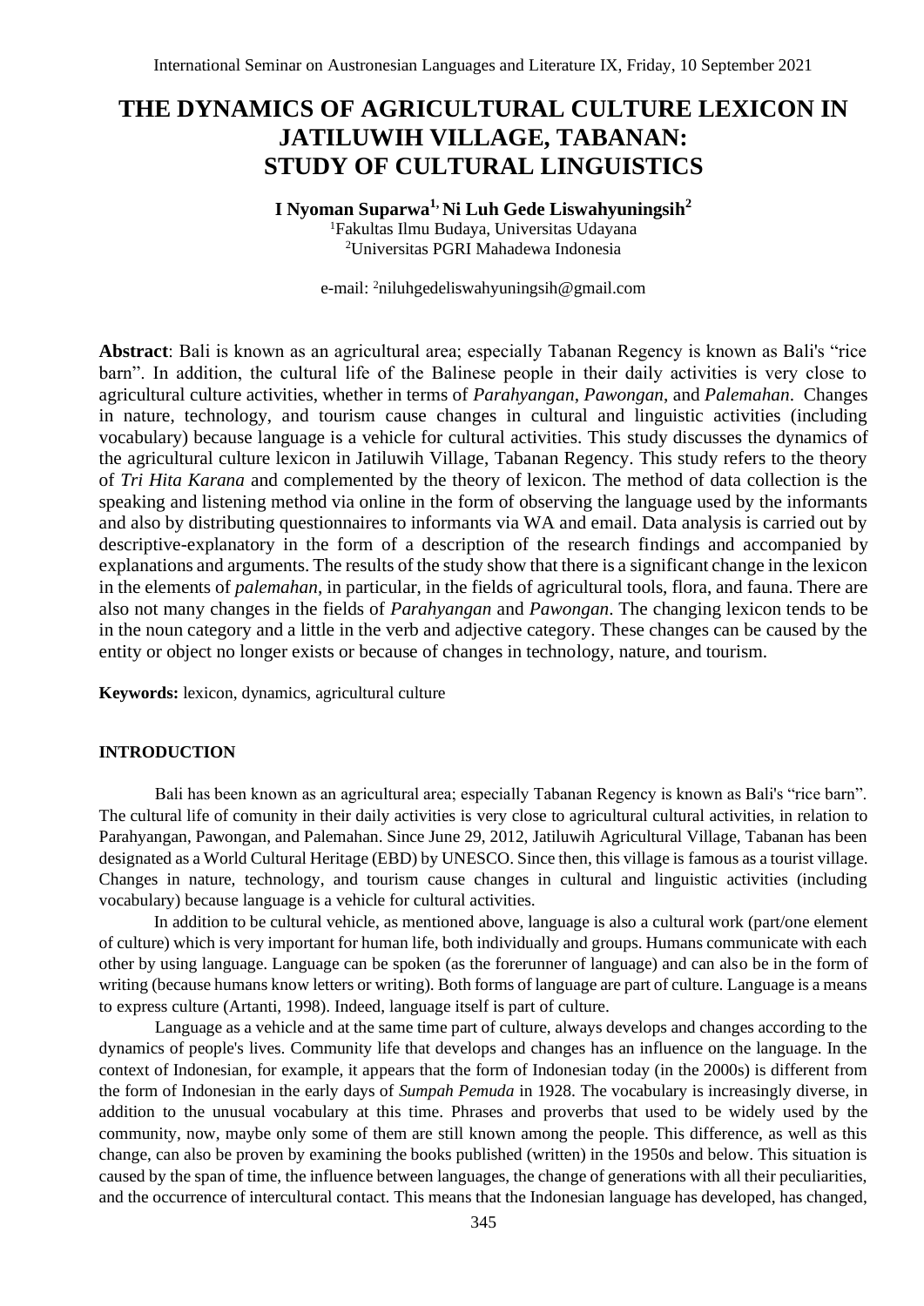# THE DYNAMICS OF AGRICULTURAL CULTURE LEXICON IN JATILUWIH VILLAGE, TABANAN: STUDY OF CULTURAL LINGUISTICS

**I Nyoman Suparwa[1], Ni Luh Gede Liswahyuningsih[2]**

[1]Fakultas Ilmu Budaya, Universitas Udayana
[2]Universitas PGRI Mahadewa Indonesia

e-mail: [2]niluhgedeliswahyuningsih@gmail.com

**Abstract**: Bali is known as an agricultural area; especially Tabanan Regency is known as Bali's "rice barn". In addition, the cultural life of the Balinese people in their daily activities is very close to agricultural culture activities, whether in terms of *Parahyangan*, *Pawongan*, and *Palemahan*. Changes in nature, technology, and tourism cause changes in cultural and linguistic activities (including vocabulary) because language is a vehicle for cultural activities. This study discusses the dynamics of the agricultural culture lexicon in Jatiluwih Village, Tabanan Regency. This study refers to the theory of *Tri Hita Karana* and complemented by the theory of lexicon. The method of data collection is the speaking and listening method via online in the form of observing the language used by the informants and also by distributing questionnaires to informants via WA and email. Data analysis is carried out by descriptive-explanatory in the form of a description of the research findings and accompanied by explanations and arguments. The results of the study show that there is a significant change in the lexicon in the elements of *palemahan*, in particular, in the fields of agricultural tools, flora, and fauna. There are also not many changes in the fields of *Parahyangan* and *Pawongan*. The changing lexicon tends to be in the noun category and a little in the verb and adjective category. These changes can be caused by the entity or object no longer exists or because of changes in technology, nature, and tourism.

**Keywords:** lexicon, dynamics, agricultural culture

## INTRODUCTION

Bali has been known as an agricultural area; especially Tabanan Regency is known as Bali's "rice barn". The cultural life of comunity in their daily activities is very close to agricultural cultural activities, in relation to Parahyangan, Pawongan, and Palemahan. Since June 29, 2012, Jatiluwih Agricultural Village, Tabanan has been designated as a World Cultural Heritage (EBD) by UNESCO. Since then, this village is famous as a tourist village. Changes in nature, technology, and tourism cause changes in cultural and linguistic activities (including vocabulary) because language is a vehicle for cultural activities.

In addition to be cultural vehicle, as mentioned above, language is also a cultural work (part/one element of culture) which is very important for human life, both individually and groups. Humans communicate with each other by using language. Language can be spoken (as the forerunner of language) and can also be in the form of writing (because humans know letters or writing). Both forms of language are part of culture. Language is a means to express culture (Artanti, 1998). Indeed, language itself is part of culture.

Language as a vehicle and at the same time part of culture, always develops and changes according to the dynamics of people's lives. Community life that develops and changes has an influence on the language. In the context of Indonesian, for example, it appears that the form of Indonesian today (in the 2000s) is different from the form of Indonesian in the early days of *Sumpah Pemuda* in 1928. The vocabulary is increasingly diverse, in addition to the unusual vocabulary at this time. Phrases and proverbs that used to be widely used by the community, now, maybe only some of them are still known among the people. This difference, as well as this change, can also be proven by examining the books published (written) in the 1950s and below. This situation is caused by the span of time, the influence between languages, the change of generations with all their peculiarities, and the occurrence of intercultural contact. This means that the Indonesian language has developed, has changed,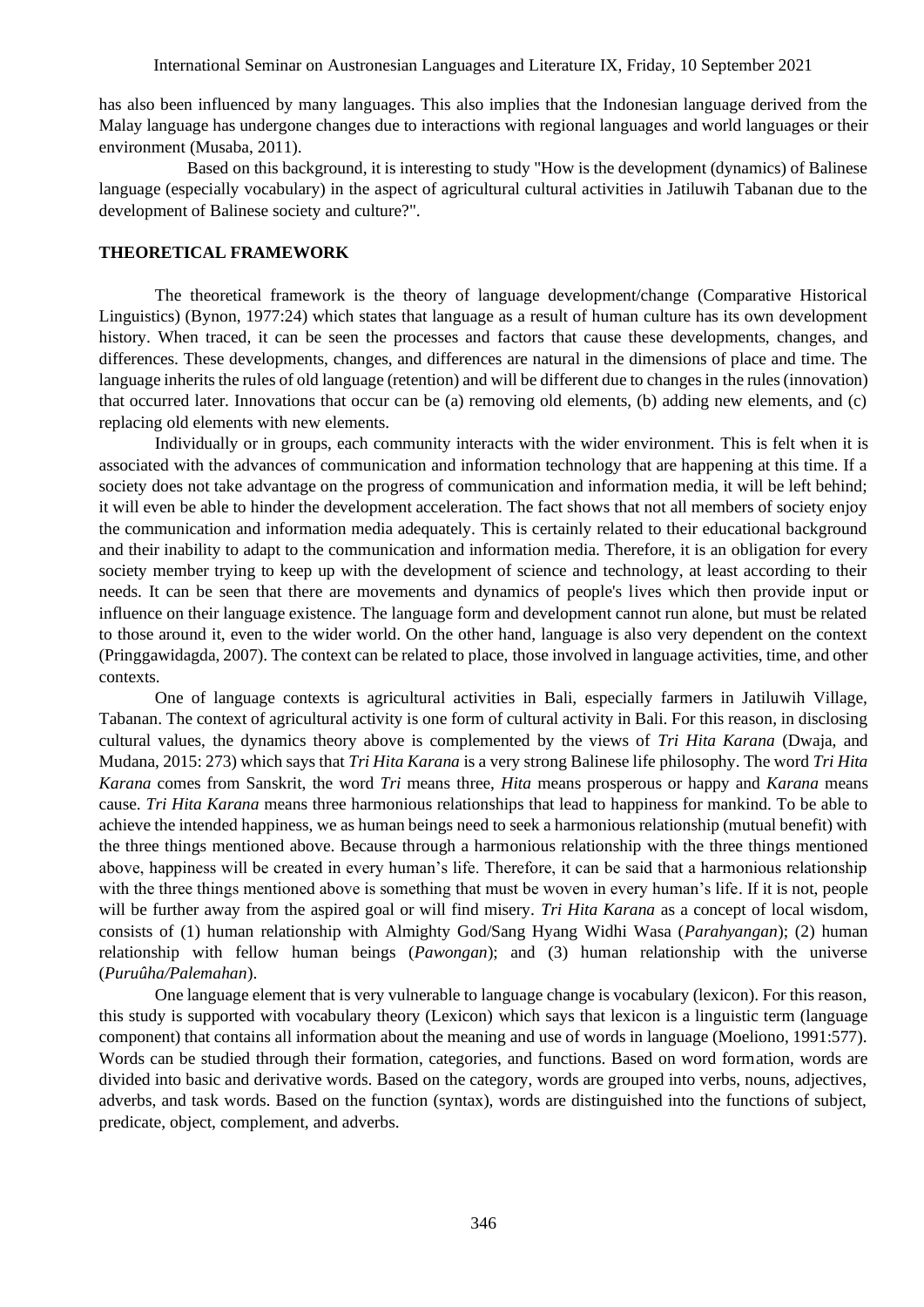has also been influenced by many languages. This also implies that the Indonesian language derived from the Malay language has undergone changes due to interactions with regional languages and world languages or their environment (Musaba, 2011).

Based on this background, it is interesting to study "How is the development (dynamics) of Balinese language (especially vocabulary) in the aspect of agricultural cultural activities in Jatiluwih Tabanan due to the development of Balinese society and culture?".

## THEORETICAL FRAMEWORK

The theoretical framework is the theory of language development/change (Comparative Historical Linguistics) (Bynon, 1977:24) which states that language as a result of human culture has its own development history. When traced, it can be seen the processes and factors that cause these developments, changes, and differences. These developments, changes, and differences are natural in the dimensions of place and time. The language inherits the rules of old language (retention) and will be different due to changes in the rules (innovation) that occurred later. Innovations that occur can be (a) removing old elements, (b) adding new elements, and (c) replacing old elements with new elements.

Individually or in groups, each community interacts with the wider environment. This is felt when it is associated with the advances of communication and information technology that are happening at this time. If a society does not take advantage on the progress of communication and information media, it will be left behind; it will even be able to hinder the development acceleration. The fact shows that not all members of society enjoy the communication and information media adequately. This is certainly related to their educational background and their inability to adapt to the communication and information media. Therefore, it is an obligation for every society member trying to keep up with the development of science and technology, at least according to their needs. It can be seen that there are movements and dynamics of people's lives which then provide input or influence on their language existence. The language form and development cannot run alone, but must be related to those around it, even to the wider world. On the other hand, language is also very dependent on the context (Pringgawidagda, 2007). The context can be related to place, those involved in language activities, time, and other contexts.

One of language contexts is agricultural activities in Bali, especially farmers in Jatiluwih Village, Tabanan. The context of agricultural activity is one form of cultural activity in Bali. For this reason, in disclosing cultural values, the dynamics theory above is complemented by the views of *Tri Hita Karana* (Dwaja, and Mudana, 2015: 273) which says that *Tri Hita Karana* is a very strong Balinese life philosophy. The word *Tri Hita Karana* comes from Sanskrit, the word *Tri* means three, *Hita* means prosperous or happy and *Karana* means cause. *Tri Hita Karana* means three harmonious relationships that lead to happiness for mankind. To be able to achieve the intended happiness, we as human beings need to seek a harmonious relationship (mutual benefit) with the three things mentioned above. Because through a harmonious relationship with the three things mentioned above, happiness will be created in every human's life. Therefore, it can be said that a harmonious relationship with the three things mentioned above is something that must be woven in every human's life. If it is not, people will be further away from the aspired goal or will find misery. *Tri Hita Karana* as a concept of local wisdom, consists of (1) human relationship with Almighty God/Sang Hyang Widhi Wasa (*Parahyangan*); (2) human relationship with fellow human beings (*Pawongan*); and (3) human relationship with the universe (*Puruûha/Palemahan*).

One language element that is very vulnerable to language change is vocabulary (lexicon). For this reason, this study is supported with vocabulary theory (Lexicon) which says that lexicon is a linguistic term (language component) that contains all information about the meaning and use of words in language (Moeliono, 1991:577). Words can be studied through their formation, categories, and functions. Based on word formation, words are divided into basic and derivative words. Based on the category, words are grouped into verbs, nouns, adjectives, adverbs, and task words. Based on the function (syntax), words are distinguished into the functions of subject, predicate, object, complement, and adverbs.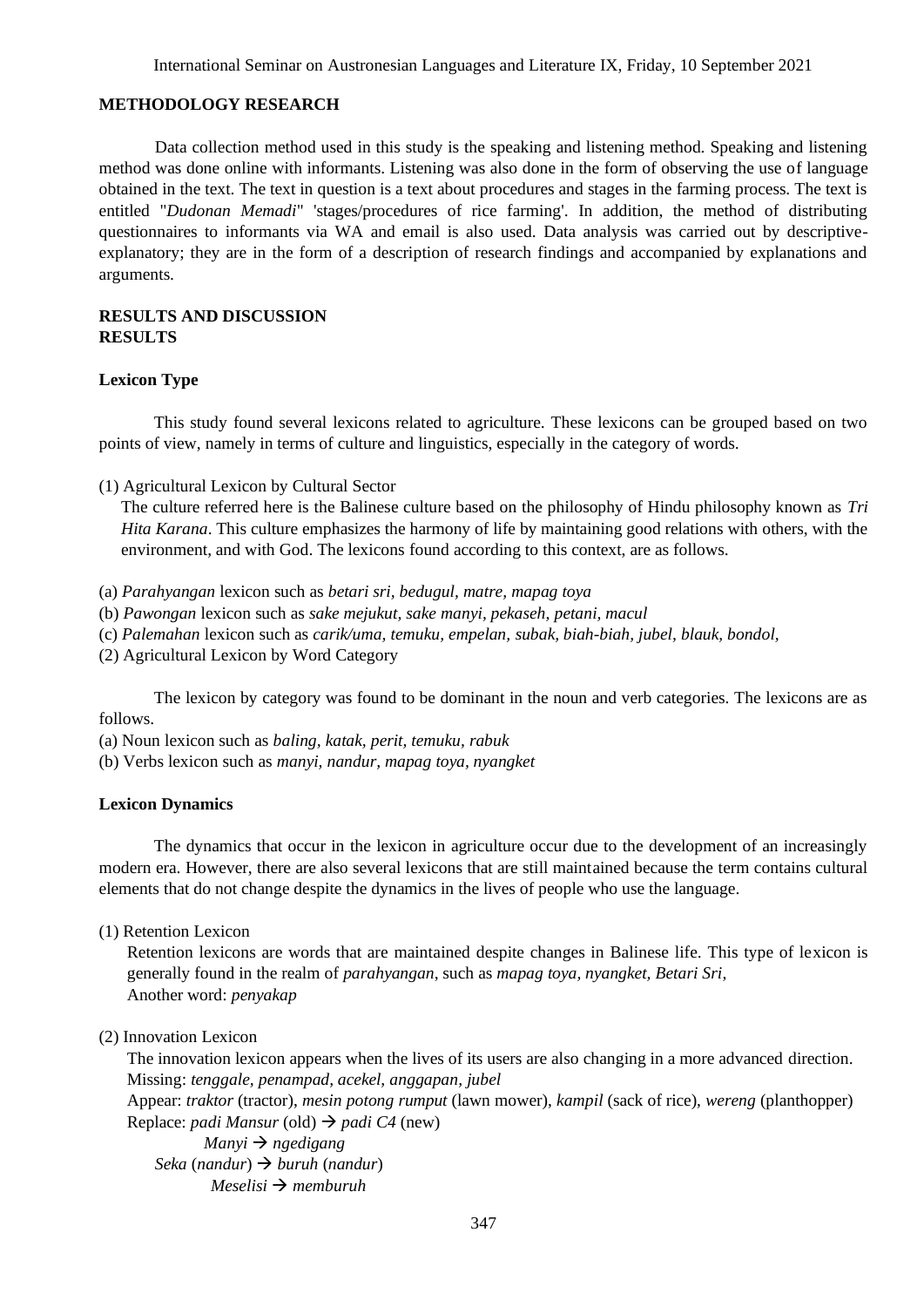## METHODOLOGY RESEARCH

Data collection method used in this study is the speaking and listening method. Speaking and listening method was done online with informants. Listening was also done in the form of observing the use of language obtained in the text. The text in question is a text about procedures and stages in the farming process. The text is entitled "*Dudonan Memadi*" 'stages/procedures of rice farming'. In addition, the method of distributing questionnaires to informants via WA and email is also used. Data analysis was carried out by descriptive-explanatory; they are in the form of a description of research findings and accompanied by explanations and arguments.

## RESULTS AND DISCUSSION

## RESULTS

### Lexicon Type

This study found several lexicons related to agriculture. These lexicons can be grouped based on two points of view, namely in terms of culture and linguistics, especially in the category of words.

(1) Agricultural Lexicon by Cultural Sector

The culture referred here is the Balinese culture based on the philosophy of Hindu philosophy known as *Tri Hita Karana*. This culture emphasizes the harmony of life by maintaining good relations with others, with the environment, and with God. The lexicons found according to this context, are as follows.

(a) *Parahyangan* lexicon such as *betari sri, bedugul, matre, mapag toya*

(b) *Pawongan* lexicon such as *sake mejukut, sake manyi, pekaseh, petani, macul*

(c) *Palemahan* lexicon such as *carik/uma, temuku, empelan, subak, biah-biah, jubel, blauk, bondol,*

(2) Agricultural Lexicon by Word Category

The lexicon by category was found to be dominant in the noun and verb categories. The lexicons are as follows.

(a) Noun lexicon such as *baling, katak, perit, temuku, rabuk*

(b) Verbs lexicon such as *manyi, nandur, mapag toya, nyangket*

### Lexicon Dynamics

The dynamics that occur in the lexicon in agriculture occur due to the development of an increasingly modern era. However, there are also several lexicons that are still maintained because the term contains cultural elements that do not change despite the dynamics in the lives of people who use the language.

(1) Retention Lexicon

Retention lexicons are words that are maintained despite changes in Balinese life. This type of lexicon is generally found in the realm of *parahyangan*, such as *mapag toya, nyangket, Betari Sri*,
Another word: *penyakap*

(2) Innovation Lexicon

The innovation lexicon appears when the lives of its users are also changing in a more advanced direction.
Missing: *tenggale, penampad, acekel, anggapan, jubel*
Appear: *traktor* (tractor), *mesin potong rumput* (lawn mower), *kampil* (sack of rice), *wereng* (planthopper)
Replace: *padi Mansur* (old) → *padi C4* (new)
*Manyi* → *ngedigang*
*Seka* (*nandur*) → *buruh* (*nandur*)
*Meselisi* → *memburuh*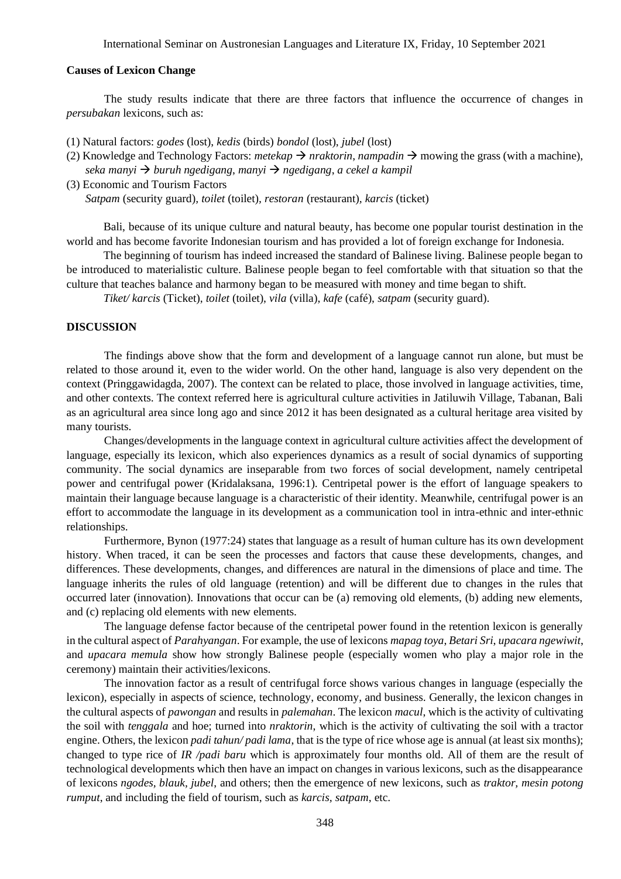**Causes of Lexicon Change**

The study results indicate that there are three factors that influence the occurrence of changes in *persubakan* lexicons, such as:

(1) Natural factors: *godes* (lost), *kedis* (birds) *bondol* (lost), *jubel* (lost)

(2) Knowledge and Technology Factors: *metekap* → *nraktorin*, *nampadin* → mowing the grass (with a machine), *seka manyi* → *buruh ngedigang*, *manyi* → *ngedigang*, *a cekel a kampil*

(3) Economic and Tourism Factors
*Satpam* (security guard), *toilet* (toilet), *restoran* (restaurant), *karcis* (ticket)

Bali, because of its unique culture and natural beauty, has become one popular tourist destination in the world and has become favorite Indonesian tourism and has provided a lot of foreign exchange for Indonesia.

The beginning of tourism has indeed increased the standard of Balinese living. Balinese people began to be introduced to materialistic culture. Balinese people began to feel comfortable with that situation so that the culture that teaches balance and harmony began to be measured with money and time began to shift.

*Tiket/ karcis* (Ticket), *toilet* (toilet), *vila* (villa), *kafe* (café), *satpam* (security guard).

## DISCUSSION

The findings above show that the form and development of a language cannot run alone, but must be related to those around it, even to the wider world. On the other hand, language is also very dependent on the context (Pringgawidagda, 2007). The context can be related to place, those involved in language activities, time, and other contexts. The context referred here is agricultural culture activities in Jatiluwih Village, Tabanan, Bali as an agricultural area since long ago and since 2012 it has been designated as a cultural heritage area visited by many tourists.

Changes/developments in the language context in agricultural culture activities affect the development of language, especially its lexicon, which also experiences dynamics as a result of social dynamics of supporting community. The social dynamics are inseparable from two forces of social development, namely centripetal power and centrifugal power (Kridalaksana, 1996:1). Centripetal power is the effort of language speakers to maintain their language because language is a characteristic of their identity. Meanwhile, centrifugal power is an effort to accommodate the language in its development as a communication tool in intra-ethnic and inter-ethnic relationships.

Furthermore, Bynon (1977:24) states that language as a result of human culture has its own development history. When traced, it can be seen the processes and factors that cause these developments, changes, and differences. These developments, changes, and differences are natural in the dimensions of place and time. The language inherits the rules of old language (retention) and will be different due to changes in the rules that occurred later (innovation). Innovations that occur can be (a) removing old elements, (b) adding new elements, and (c) replacing old elements with new elements.

The language defense factor because of the centripetal power found in the retention lexicon is generally in the cultural aspect of *Parahyangan*. For example, the use of lexicons *mapag toya*, *Betari Sri*, *upacara ngewiwit*, and *upacara memula* show how strongly Balinese people (especially women who play a major role in the ceremony) maintain their activities/lexicons.

The innovation factor as a result of centrifugal force shows various changes in language (especially the lexicon), especially in aspects of science, technology, economy, and business. Generally, the lexicon changes in the cultural aspects of *pawongan* and results in *palemahan*. The lexicon *macul*, which is the activity of cultivating the soil with *tenggala* and hoe; turned into *nraktorin*, which is the activity of cultivating the soil with a tractor engine. Others, the lexicon *padi tahun/ padi lama*, that is the type of rice whose age is annual (at least six months); changed to type rice of *IR /padi baru* which is approximately four months old. All of them are the result of technological developments which then have an impact on changes in various lexicons, such as the disappearance of lexicons *ngodes*, *blauk*, *jubel*, and others; then the emergence of new lexicons, such as *traktor*, *mesin potong rumput*, and including the field of tourism, such as *karcis*, *satpam*, etc.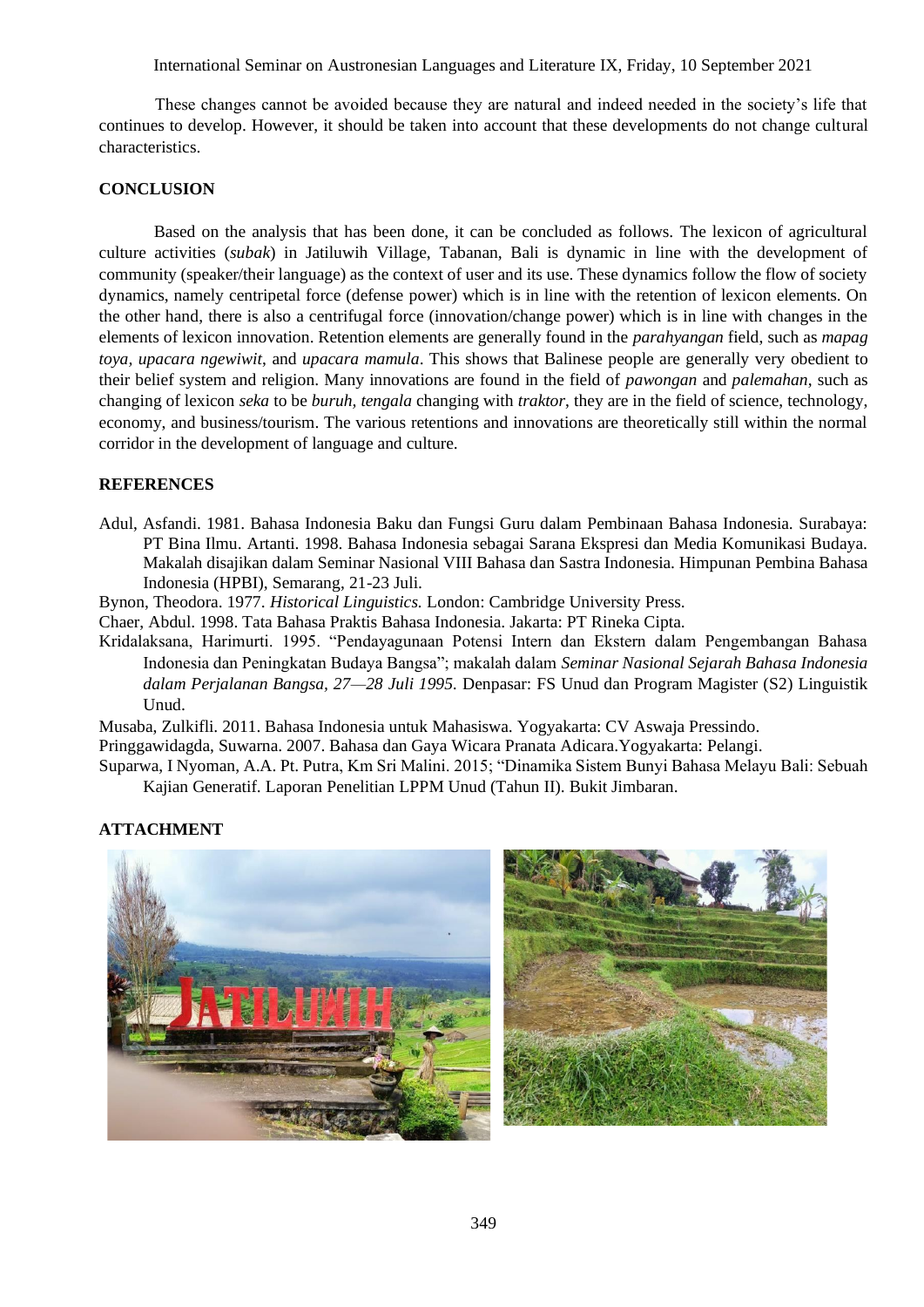These changes cannot be avoided because they are natural and indeed needed in the society's life that continues to develop. However, it should be taken into account that these developments do not change cultural characteristics.

## CONCLUSION

Based on the analysis that has been done, it can be concluded as follows. The lexicon of agricultural culture activities (*subak*) in Jatiluwih Village, Tabanan, Bali is dynamic in line with the development of community (speaker/their language) as the context of user and its use. These dynamics follow the flow of society dynamics, namely centripetal force (defense power) which is in line with the retention of lexicon elements. On the other hand, there is also a centrifugal force (innovation/change power) which is in line with changes in the elements of lexicon innovation. Retention elements are generally found in the *parahyangan* field, such as *mapag toya*, *upacara ngewiwit*, and *upacara mamula*. This shows that Balinese people are generally very obedient to their belief system and religion. Many innovations are found in the field of *pawongan* and *palemahan*, such as changing of lexicon *seka* to be *buruh*, *tengala* changing with *traktor*, they are in the field of science, technology, economy, and business/tourism. The various retentions and innovations are theoretically still within the normal corridor in the development of language and culture.

## REFERENCES

Adul, Asfandi. 1981. Bahasa Indonesia Baku dan Fungsi Guru dalam Pembinaan Bahasa Indonesia. Surabaya: PT Bina Ilmu. Artanti. 1998. Bahasa Indonesia sebagai Sarana Ekspresi dan Media Komunikasi Budaya. Makalah disajikan dalam Seminar Nasional VIII Bahasa dan Sastra Indonesia. Himpunan Pembina Bahasa Indonesia (HPBI), Semarang, 21-23 Juli.

Bynon, Theodora. 1977. *Historical Linguistics.* London: Cambridge University Press.

Chaer, Abdul. 1998. Tata Bahasa Praktis Bahasa Indonesia. Jakarta: PT Rineka Cipta.

Kridalaksana, Harimurti. 1995. "Pendayagunaan Potensi Intern dan Ekstern dalam Pengembangan Bahasa Indonesia dan Peningkatan Budaya Bangsa"; makalah dalam *Seminar Nasional Sejarah Bahasa Indonesia dalam Perjalanan Bangsa, 27—28 Juli 1995.* Denpasar: FS Unud dan Program Magister (S2) Linguistik Unud.

Musaba, Zulkifli. 2011. Bahasa Indonesia untuk Mahasiswa. Yogyakarta: CV Aswaja Pressindo.

Pringgawidagda, Suwarna. 2007. Bahasa dan Gaya Wicara Pranata Adicara.Yogyakarta: Pelangi.

Suparwa, I Nyoman, A.A. Pt. Putra, Km Sri Malini. 2015; "Dinamika Sistem Bunyi Bahasa Melayu Bali: Sebuah Kajian Generatif. Laporan Penelitian LPPM Unud (Tahun II). Bukit Jimbaran.

## ATTACHMENT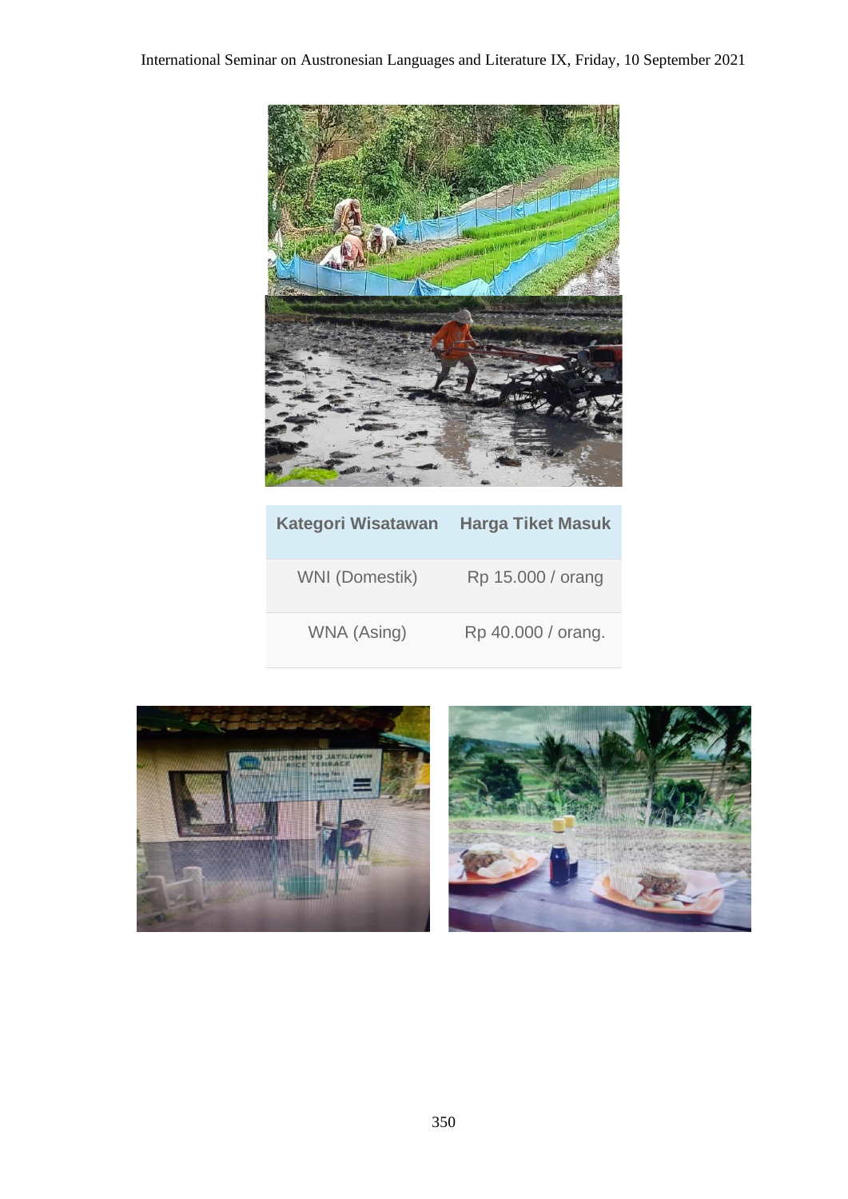| Kategori Wisatawan | Harga Tiket Masuk |
| --- | --- |
| WNI (Domestik) | Rp 15.000 / orang |
| WNA (Asing) | Rp 40.000 / orang. |